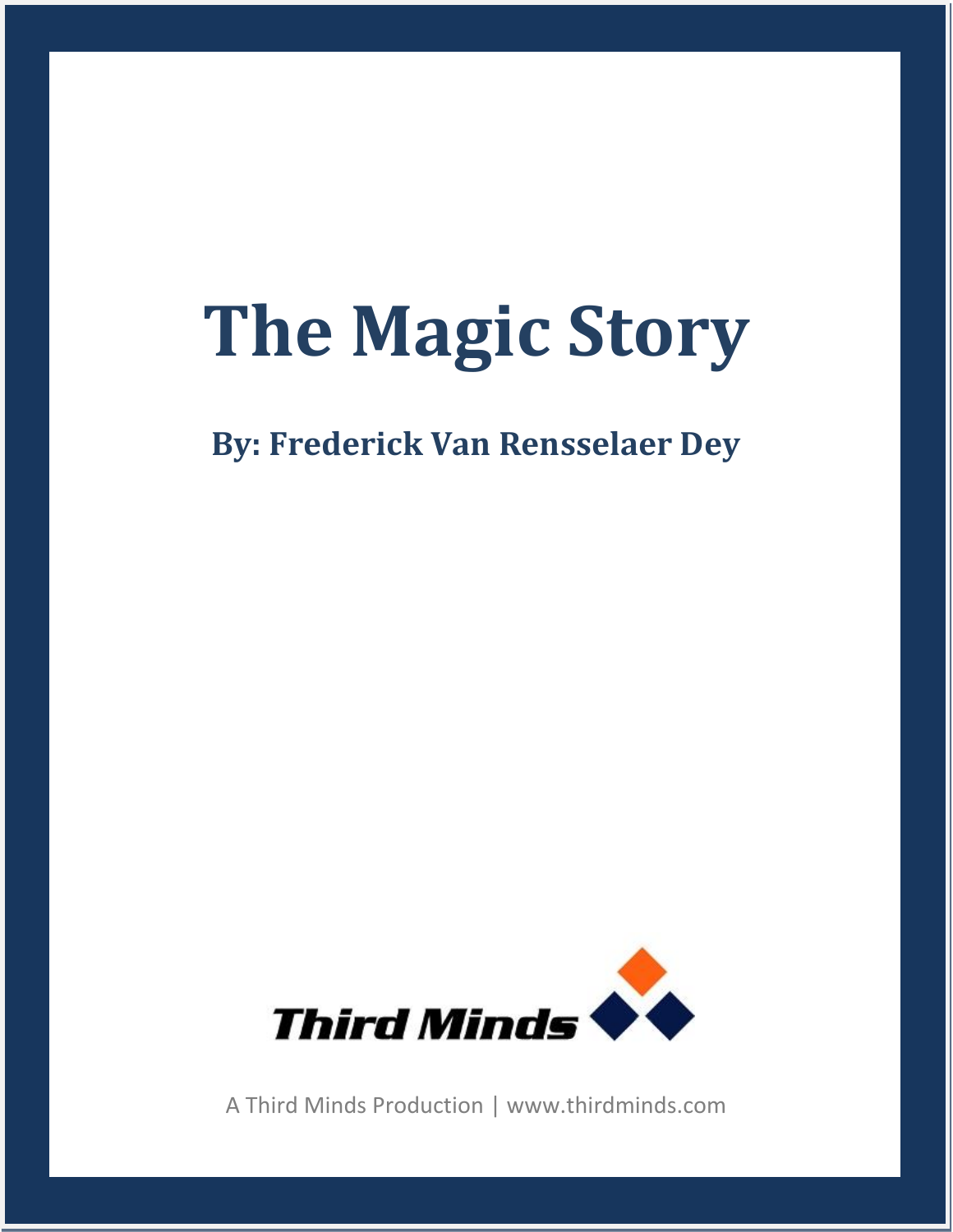# The Magic Story

**By: Frederick Van Rensselaer Dey**

**Third Minds**

A Third Minds Production | www.thirdminds.com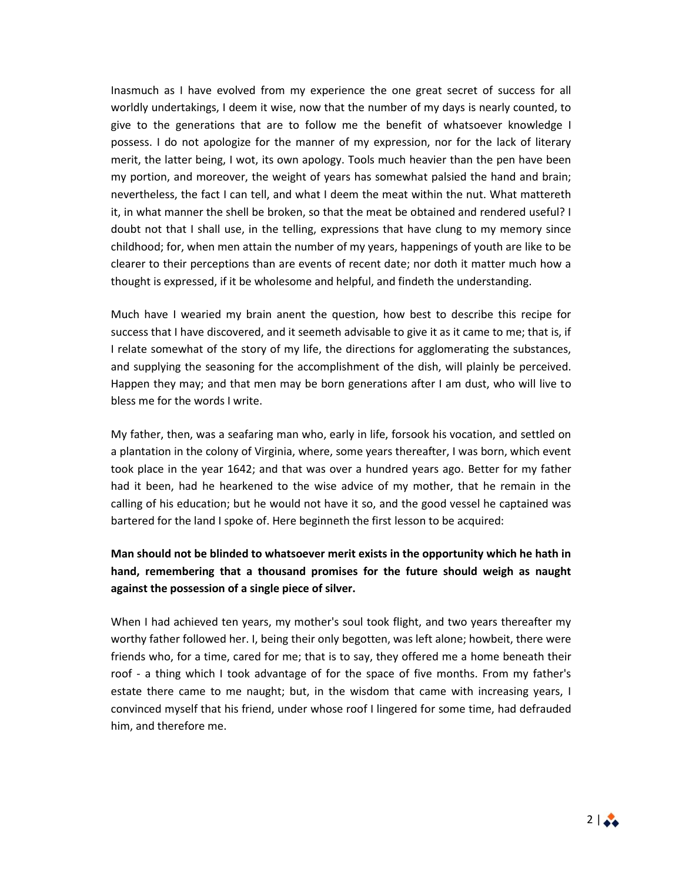Inasmuch as I have evolved from my experience the one great secret of success for all worldly undertakings, I deem it wise, now that the number of my days is nearly counted, to give to the generations that are to follow me the benefit of whatsoever knowledge I possess. I do not apologize for the manner of my expression, nor for the lack of literary merit, the latter being, I wot, its own apology. Tools much heavier than the pen have been my portion, and moreover, the weight of years has somewhat palsied the hand and brain; nevertheless, the fact I can tell, and what I deem the meat within the nut. What mattereth it, in what manner the shell be broken, so that the meat be obtained and rendered useful? I doubt not that I shall use, in the telling, expressions that have clung to my memory since childhood; for, when men attain the number of my years, happenings of youth are like to be clearer to their perceptions than are events of recent date; nor doth it matter much how a thought is expressed, if it be wholesome and helpful, and findeth the understanding.

Much have I wearied my brain anent the question, how best to describe this recipe for success that I have discovered, and it seemeth advisable to give it as it came to me; that is, if I relate somewhat of the story of my life, the directions for agglomerating the substances, and supplying the seasoning for the accomplishment of the dish, will plainly be perceived. Happen they may; and that men may be born generations after I am dust, who will live to bless me for the words I write.

My father, then, was a seafaring man who, early in life, forsook his vocation, and settled on a plantation in the colony of Virginia, where, some years thereafter, I was born, which event took place in the year 1642; and that was over a hundred years ago. Better for my father had it been, had he hearkened to the wise advice of my mother, that he remain in the calling of his education; but he would not have it so, and the good vessel he captained was bartered for the land I spoke of. Here beginneth the first lesson to be acquired:

**Man should not be blinded to whatsoever merit exists in the opportunity which he hath in hand, remembering that a thousand promises for the future should weigh as naught against the possession of a single piece of silver.**

When I had achieved ten years, my mother's soul took flight, and two years thereafter my worthy father followed her. I, being their only begotten, was left alone; howbeit, there were friends who, for a time, cared for me; that is to say, they offered me a home beneath their roof - a thing which I took advantage of for the space of five months. From my father's estate there came to me naught; but, in the wisdom that came with increasing years, I convinced myself that his friend, under whose roof I lingered for some time, had defrauded him, and therefore me.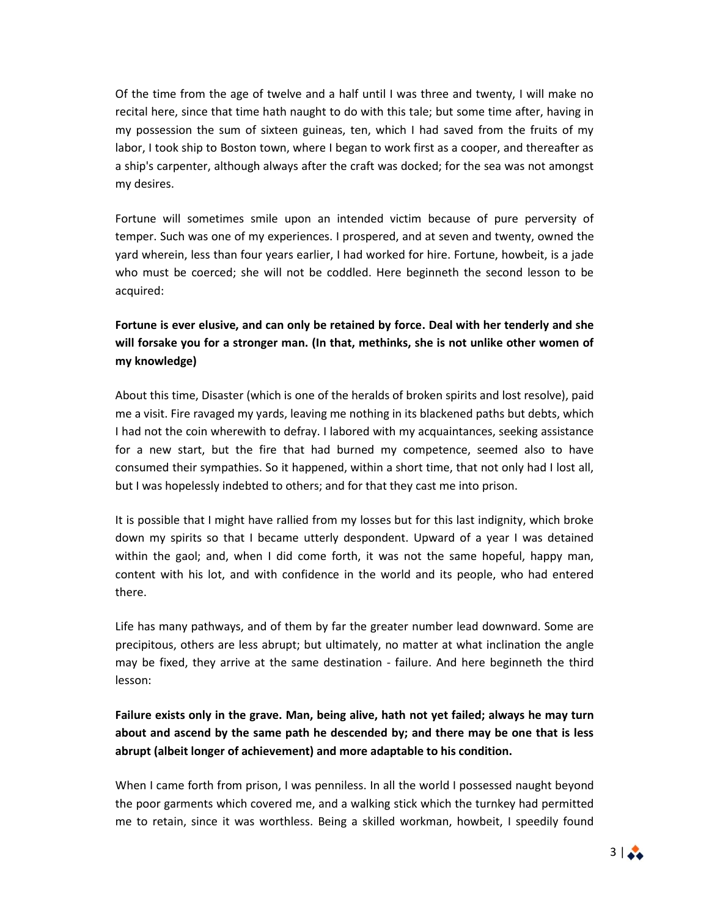Of the time from the age of twelve and a half until I was three and twenty, I will make no recital here, since that time hath naught to do with this tale; but some time after, having in my possession the sum of sixteen guineas, ten, which I had saved from the fruits of my labor, I took ship to Boston town, where I began to work first as a cooper, and thereafter as a ship's carpenter, although always after the craft was docked; for the sea was not amongst my desires.

Fortune will sometimes smile upon an intended victim because of pure perversity of temper. Such was one of my experiences. I prospered, and at seven and twenty, owned the yard wherein, less than four years earlier, I had worked for hire. Fortune, howbeit, is a jade who must be coerced; she will not be coddled. Here beginneth the second lesson to be acquired:

**Fortune is ever elusive, and can only be retained by force. Deal with her tenderly and she will forsake you for a stronger man. (In that, methinks, she is not unlike other women of my knowledge)**

About this time, Disaster (which is one of the heralds of broken spirits and lost resolve), paid me a visit. Fire ravaged my yards, leaving me nothing in its blackened paths but debts, which I had not the coin wherewith to defray. I labored with my acquaintances, seeking assistance for a new start, but the fire that had burned my competence, seemed also to have consumed their sympathies. So it happened, within a short time, that not only had I lost all, but I was hopelessly indebted to others; and for that they cast me into prison.

It is possible that I might have rallied from my losses but for this last indignity, which broke down my spirits so that I became utterly despondent. Upward of a year I was detained within the gaol; and, when I did come forth, it was not the same hopeful, happy man, content with his lot, and with confidence in the world and its people, who had entered there.

Life has many pathways, and of them by far the greater number lead downward. Some are precipitous, others are less abrupt; but ultimately, no matter at what inclination the angle may be fixed, they arrive at the same destination - failure. And here beginneth the third lesson:

**Failure exists only in the grave. Man, being alive, hath not yet failed; always he may turn about and ascend by the same path he descended by; and there may be one that is less abrupt (albeit longer of achievement) and more adaptable to his condition.**

When I came forth from prison, I was penniless. In all the world I possessed naught beyond the poor garments which covered me, and a walking stick which the turnkey had permitted me to retain, since it was worthless. Being a skilled workman, howbeit, I speedily found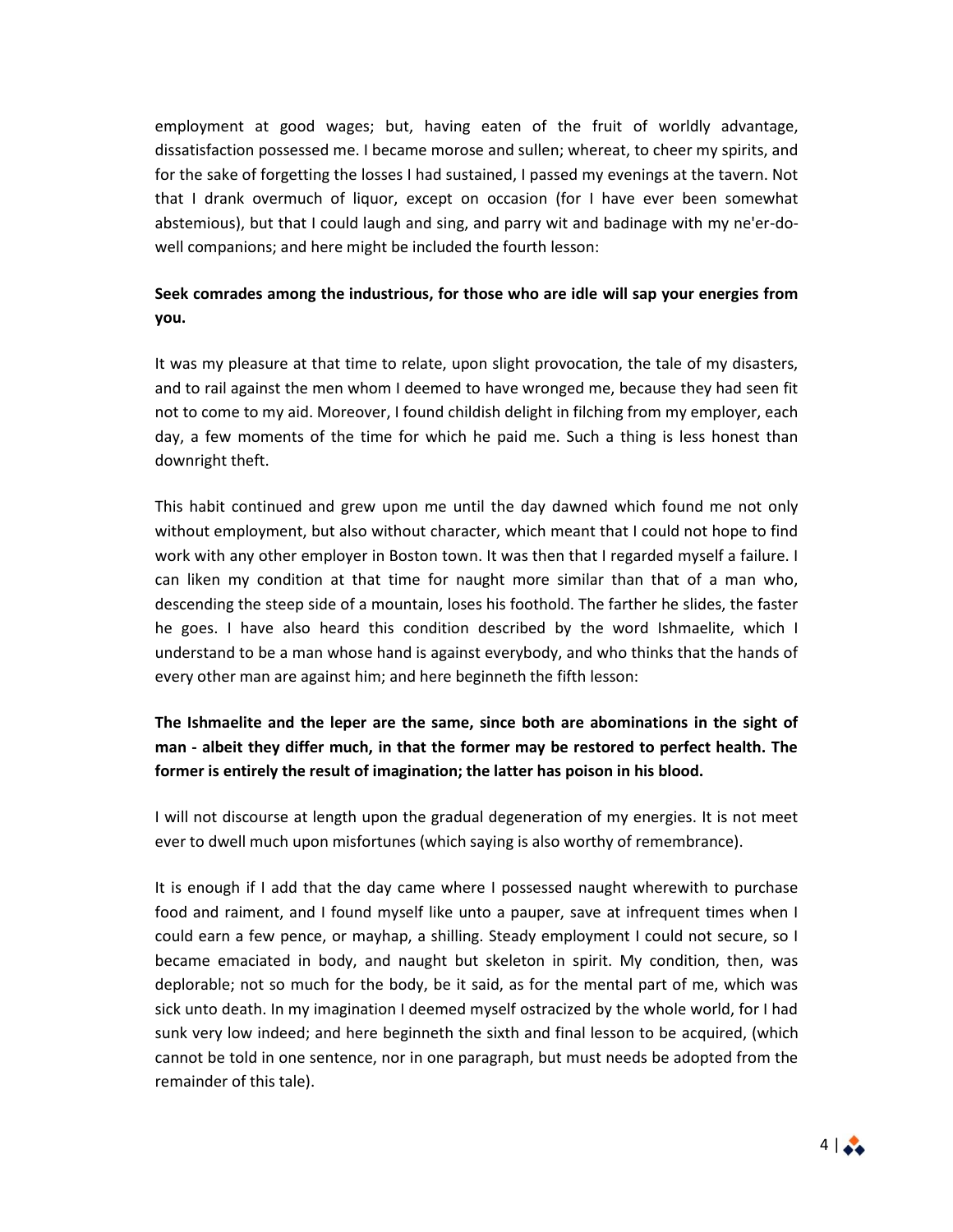employment at good wages; but, having eaten of the fruit of worldly advantage, dissatisfaction possessed me. I became morose and sullen; whereat, to cheer my spirits, and for the sake of forgetting the losses I had sustained, I passed my evenings at the tavern. Not that I drank overmuch of liquor, except on occasion (for I have ever been somewhat abstemious), but that I could laugh and sing, and parry wit and badinage with my ne'er-do-well companions; and here might be included the fourth lesson:

**Seek comrades among the industrious, for those who are idle will sap your energies from you.**

It was my pleasure at that time to relate, upon slight provocation, the tale of my disasters, and to rail against the men whom I deemed to have wronged me, because they had seen fit not to come to my aid. Moreover, I found childish delight in filching from my employer, each day, a few moments of the time for which he paid me. Such a thing is less honest than downright theft.

This habit continued and grew upon me until the day dawned which found me not only without employment, but also without character, which meant that I could not hope to find work with any other employer in Boston town. It was then that I regarded myself a failure. I can liken my condition at that time for naught more similar than that of a man who, descending the steep side of a mountain, loses his foothold. The farther he slides, the faster he goes. I have also heard this condition described by the word Ishmaelite, which I understand to be a man whose hand is against everybody, and who thinks that the hands of every other man are against him; and here beginneth the fifth lesson:

**The Ishmaelite and the leper are the same, since both are abominations in the sight of man - albeit they differ much, in that the former may be restored to perfect health. The former is entirely the result of imagination; the latter has poison in his blood.**

I will not discourse at length upon the gradual degeneration of my energies. It is not meet ever to dwell much upon misfortunes (which saying is also worthy of remembrance).

It is enough if I add that the day came where I possessed naught wherewith to purchase food and raiment, and I found myself like unto a pauper, save at infrequent times when I could earn a few pence, or mayhap, a shilling. Steady employment I could not secure, so I became emaciated in body, and naught but skeleton in spirit. My condition, then, was deplorable; not so much for the body, be it said, as for the mental part of me, which was sick unto death. In my imagination I deemed myself ostracized by the whole world, for I had sunk very low indeed; and here beginneth the sixth and final lesson to be acquired, (which cannot be told in one sentence, nor in one paragraph, but must needs be adopted from the remainder of this tale).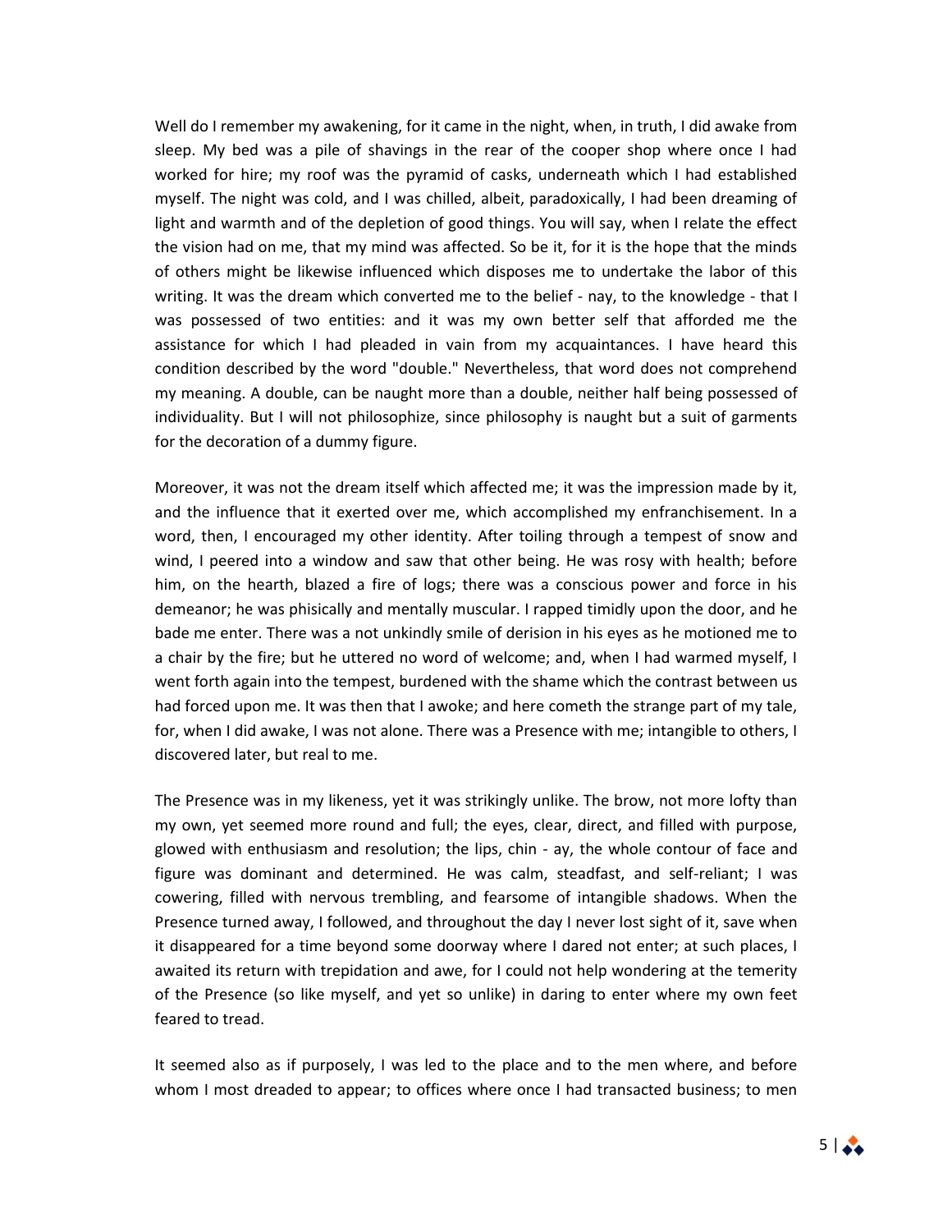Well do I remember my awakening, for it came in the night, when, in truth, I did awake from sleep. My bed was a pile of shavings in the rear of the cooper shop where once I had worked for hire; my roof was the pyramid of casks, underneath which I had established myself. The night was cold, and I was chilled, albeit, paradoxically, I had been dreaming of light and warmth and of the depletion of good things. You will say, when I relate the effect the vision had on me, that my mind was affected. So be it, for it is the hope that the minds of others might be likewise influenced which disposes me to undertake the labor of this writing. It was the dream which converted me to the belief - nay, to the knowledge - that I was possessed of two entities: and it was my own better self that afforded me the assistance for which I had pleaded in vain from my acquaintances. I have heard this condition described by the word "double." Nevertheless, that word does not comprehend my meaning. A double, can be naught more than a double, neither half being possessed of individuality. But I will not philosophize, since philosophy is naught but a suit of garments for the decoration of a dummy figure.

Moreover, it was not the dream itself which affected me; it was the impression made by it, and the influence that it exerted over me, which accomplished my enfranchisement. In a word, then, I encouraged my other identity. After toiling through a tempest of snow and wind, I peered into a window and saw that other being. He was rosy with health; before him, on the hearth, blazed a fire of logs; there was a conscious power and force in his demeanor; he was phisically and mentally muscular. I rapped timidly upon the door, and he bade me enter. There was a not unkindly smile of derision in his eyes as he motioned me to a chair by the fire; but he uttered no word of welcome; and, when I had warmed myself, I went forth again into the tempest, burdened with the shame which the contrast between us had forced upon me. It was then that I awoke; and here cometh the strange part of my tale, for, when I did awake, I was not alone. There was a Presence with me; intangible to others, I discovered later, but real to me.

The Presence was in my likeness, yet it was strikingly unlike. The brow, not more lofty than my own, yet seemed more round and full; the eyes, clear, direct, and filled with purpose, glowed with enthusiasm and resolution; the lips, chin - ay, the whole contour of face and figure was dominant and determined. He was calm, steadfast, and self-reliant; I was cowering, filled with nervous trembling, and fearsome of intangible shadows. When the Presence turned away, I followed, and throughout the day I never lost sight of it, save when it disappeared for a time beyond some doorway where I dared not enter; at such places, I awaited its return with trepidation and awe, for I could not help wondering at the temerity of the Presence (so like myself, and yet so unlike) in daring to enter where my own feet feared to tread.

It seemed also as if purposely, I was led to the place and to the men where, and before whom I most dreaded to appear; to offices where once I had transacted business; to men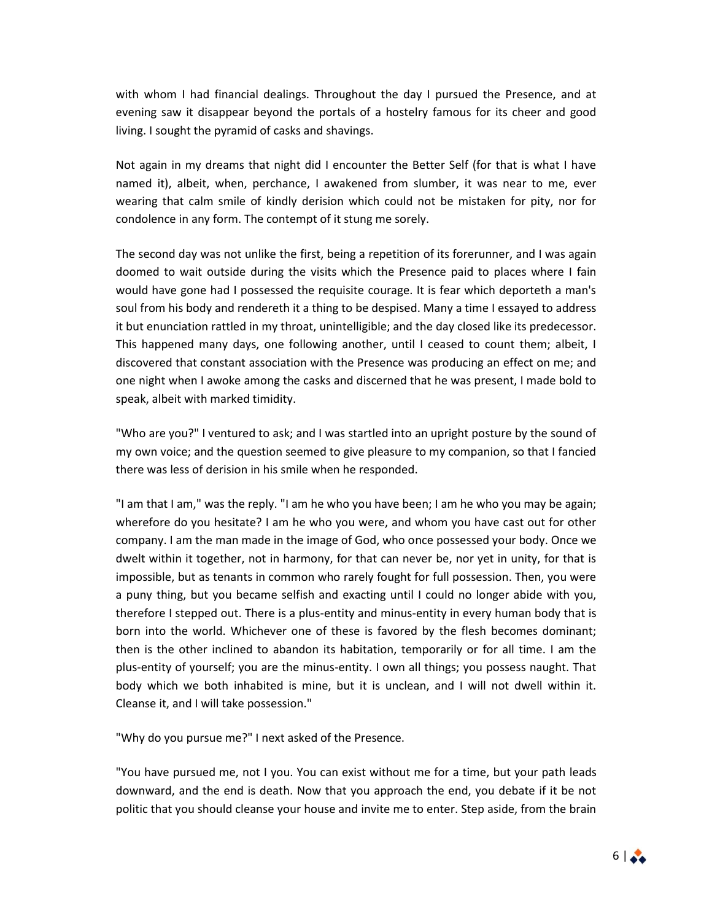with whom I had financial dealings. Throughout the day I pursued the Presence, and at evening saw it disappear beyond the portals of a hostelry famous for its cheer and good living. I sought the pyramid of casks and shavings.

Not again in my dreams that night did I encounter the Better Self (for that is what I have named it), albeit, when, perchance, I awakened from slumber, it was near to me, ever wearing that calm smile of kindly derision which could not be mistaken for pity, nor for condolence in any form. The contempt of it stung me sorely.

The second day was not unlike the first, being a repetition of its forerunner, and I was again doomed to wait outside during the visits which the Presence paid to places where I fain would have gone had I possessed the requisite courage. It is fear which deporteth a man's soul from his body and rendereth it a thing to be despised. Many a time I essayed to address it but enunciation rattled in my throat, unintelligible; and the day closed like its predecessor. This happened many days, one following another, until I ceased to count them; albeit, I discovered that constant association with the Presence was producing an effect on me; and one night when I awoke among the casks and discerned that he was present, I made bold to speak, albeit with marked timidity.

"Who are you?" I ventured to ask; and I was startled into an upright posture by the sound of my own voice; and the question seemed to give pleasure to my companion, so that I fancied there was less of derision in his smile when he responded.

"I am that I am," was the reply. "I am he who you have been; I am he who you may be again; wherefore do you hesitate? I am he who you were, and whom you have cast out for other company. I am the man made in the image of God, who once possessed your body. Once we dwelt within it together, not in harmony, for that can never be, nor yet in unity, for that is impossible, but as tenants in common who rarely fought for full possession. Then, you were a puny thing, but you became selfish and exacting until I could no longer abide with you, therefore I stepped out. There is a plus-entity and minus-entity in every human body that is born into the world. Whichever one of these is favored by the flesh becomes dominant; then is the other inclined to abandon its habitation, temporarily or for all time. I am the plus-entity of yourself; you are the minus-entity. I own all things; you possess naught. That body which we both inhabited is mine, but it is unclean, and I will not dwell within it. Cleanse it, and I will take possession."

"Why do you pursue me?" I next asked of the Presence.

"You have pursued me, not I you. You can exist without me for a time, but your path leads downward, and the end is death. Now that you approach the end, you debate if it be not politic that you should cleanse your house and invite me to enter. Step aside, from the brain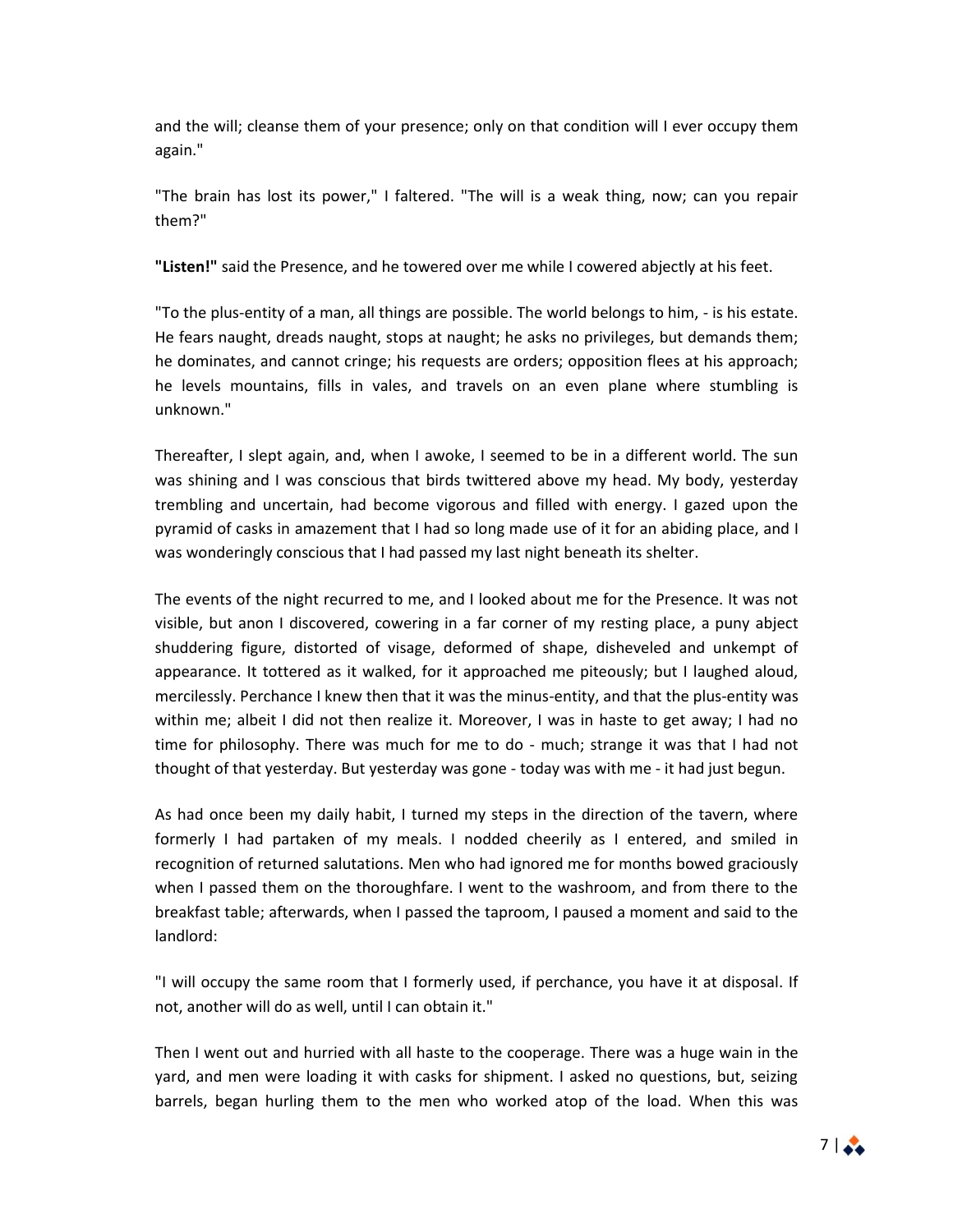and the will; cleanse them of your presence; only on that condition will I ever occupy them again."

"The brain has lost its power," I faltered. "The will is a weak thing, now; can you repair them?"

**"Listen!"** said the Presence, and he towered over me while I cowered abjectly at his feet.

"To the plus-entity of a man, all things are possible. The world belongs to him, - is his estate. He fears naught, dreads naught, stops at naught; he asks no privileges, but demands them; he dominates, and cannot cringe; his requests are orders; opposition flees at his approach; he levels mountains, fills in vales, and travels on an even plane where stumbling is unknown."

Thereafter, I slept again, and, when I awoke, I seemed to be in a different world. The sun was shining and I was conscious that birds twittered above my head. My body, yesterday trembling and uncertain, had become vigorous and filled with energy. I gazed upon the pyramid of casks in amazement that I had so long made use of it for an abiding place, and I was wonderingly conscious that I had passed my last night beneath its shelter.

The events of the night recurred to me, and I looked about me for the Presence. It was not visible, but anon I discovered, cowering in a far corner of my resting place, a puny abject shuddering figure, distorted of visage, deformed of shape, disheveled and unkempt of appearance. It tottered as it walked, for it approached me piteously; but I laughed aloud, mercilessly. Perchance I knew then that it was the minus-entity, and that the plus-entity was within me; albeit I did not then realize it. Moreover, I was in haste to get away; I had no time for philosophy. There was much for me to do - much; strange it was that I had not thought of that yesterday. But yesterday was gone - today was with me - it had just begun.

As had once been my daily habit, I turned my steps in the direction of the tavern, where formerly I had partaken of my meals. I nodded cheerily as I entered, and smiled in recognition of returned salutations. Men who had ignored me for months bowed graciously when I passed them on the thoroughfare. I went to the washroom, and from there to the breakfast table; afterwards, when I passed the taproom, I paused a moment and said to the landlord:

"I will occupy the same room that I formerly used, if perchance, you have it at disposal. If not, another will do as well, until I can obtain it."

Then I went out and hurried with all haste to the cooperage. There was a huge wain in the yard, and men were loading it with casks for shipment. I asked no questions, but, seizing barrels, began hurling them to the men who worked atop of the load. When this was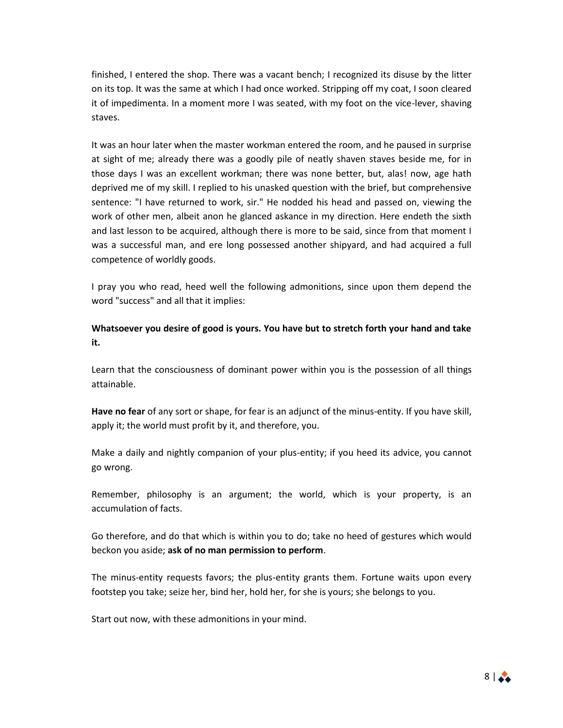finished, I entered the shop. There was a vacant bench; I recognized its disuse by the litter on its top. It was the same at which I had once worked. Stripping off my coat, I soon cleared it of impedimenta. In a moment more I was seated, with my foot on the vice-lever, shaving staves.

It was an hour later when the master workman entered the room, and he paused in surprise at sight of me; already there was a goodly pile of neatly shaven staves beside me, for in those days I was an excellent workman; there was none better, but, alas! now, age hath deprived me of my skill. I replied to his unasked question with the brief, but comprehensive sentence: "I have returned to work, sir." He nodded his head and passed on, viewing the work of other men, albeit anon he glanced askance in my direction. Here endeth the sixth and last lesson to be acquired, although there is more to be said, since from that moment I was a successful man, and ere long possessed another shipyard, and had acquired a full competence of worldly goods.

I pray you who read, heed well the following admonitions, since upon them depend the word "success" and all that it implies:

**Whatsoever you desire of good is yours. You have but to stretch forth your hand and take it.**

Learn that the consciousness of dominant power within you is the possession of all things attainable.

**Have no fear** of any sort or shape, for fear is an adjunct of the minus-entity. If you have skill, apply it; the world must profit by it, and therefore, you.

Make a daily and nightly companion of your plus-entity; if you heed its advice, you cannot go wrong.

Remember, philosophy is an argument; the world, which is your property, is an accumulation of facts.

Go therefore, and do that which is within you to do; take no heed of gestures which would beckon you aside; **ask of no man permission to perform**.

The minus-entity requests favors; the plus-entity grants them. Fortune waits upon every footstep you take; seize her, bind her, hold her, for she is yours; she belongs to you.

Start out now, with these admonitions in your mind.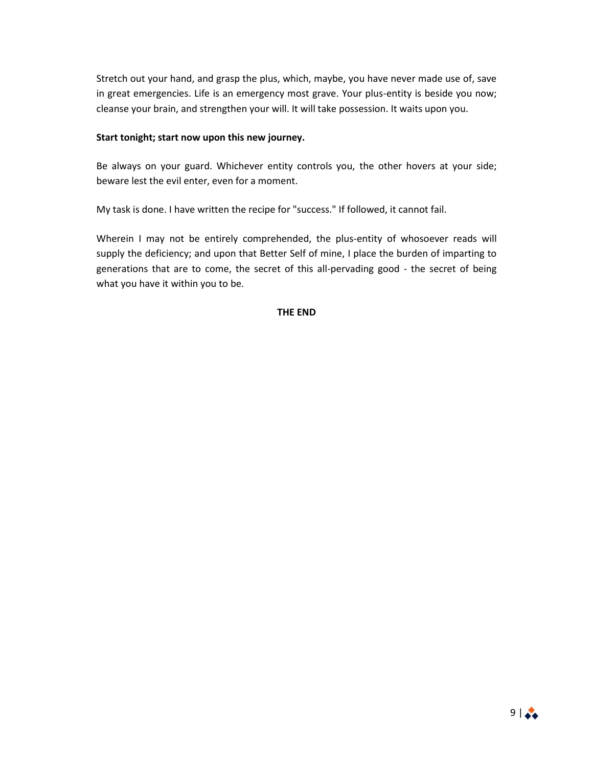Stretch out your hand, and grasp the plus, which, maybe, you have never made use of, save in great emergencies. Life is an emergency most grave. Your plus-entity is beside you now; cleanse your brain, and strengthen your will. It will take possession. It waits upon you.

**Start tonight; start now upon this new journey.**

Be always on your guard. Whichever entity controls you, the other hovers at your side; beware lest the evil enter, even for a moment.

My task is done. I have written the recipe for "success." If followed, it cannot fail.

Wherein I may not be entirely comprehended, the plus-entity of whosoever reads will supply the deficiency; and upon that Better Self of mine, I place the burden of imparting to generations that are to come, the secret of this all-pervading good - the secret of being what you have it within you to be.

**THE END**